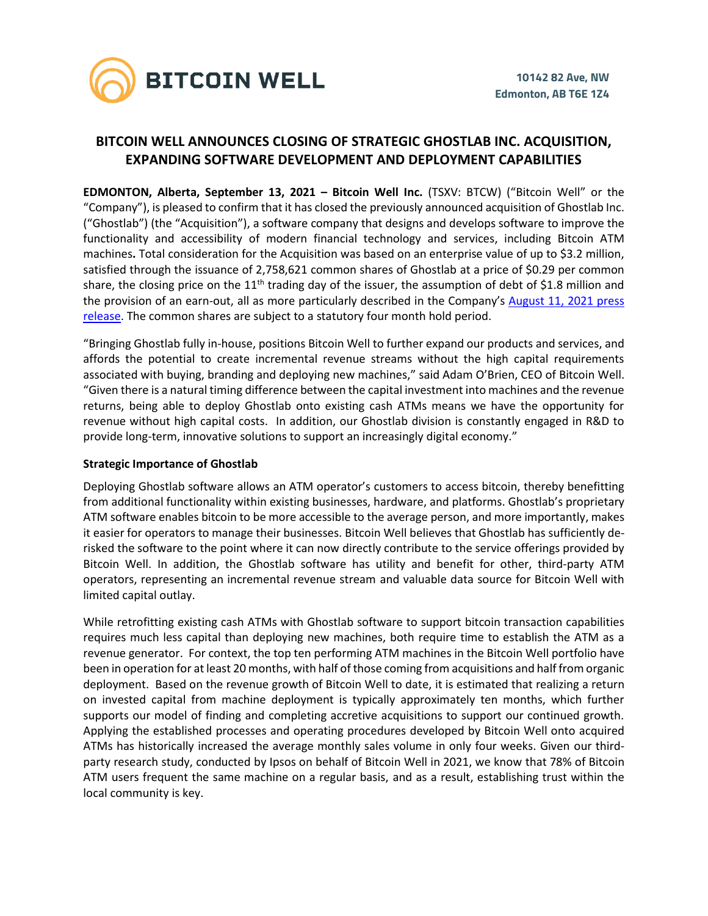BITCOIN WELL

10142 82 Ave, NW
Edmonton, AB T6E 1Z4

# BITCOIN WELL ANNOUNCES CLOSING OF STRATEGIC GHOSTLAB INC. ACQUISITION, EXPANDING SOFTWARE DEVELOPMENT AND DEPLOYMENT CAPABILITIES

**EDMONTON, Alberta, September 13, 2021 – Bitcoin Well Inc.** (TSXV: BTCW) ("Bitcoin Well" or the "Company"), is pleased to confirm that it has closed the previously announced acquisition of Ghostlab Inc. ("Ghostlab") (the "Acquisition"), a software company that designs and develops software to improve the functionality and accessibility of modern financial technology and services, including Bitcoin ATM machines**.** Total consideration for the Acquisition was based on an enterprise value of up to $3.2 million, satisfied through the issuance of 2,758,621 common shares of Ghostlab at a price of $0.29 per common share, the closing price on the 11th trading day of the issuer, the assumption of debt of $1.8 million and the provision of an earn-out, all as more particularly described in the Company's August 11, 2021 press release. The common shares are subject to a statutory four month hold period.

"Bringing Ghostlab fully in-house, positions Bitcoin Well to further expand our products and services, and affords the potential to create incremental revenue streams without the high capital requirements associated with buying, branding and deploying new machines," said Adam O'Brien, CEO of Bitcoin Well. "Given there is a natural timing difference between the capital investment into machines and the revenue returns, being able to deploy Ghostlab onto existing cash ATMs means we have the opportunity for revenue without high capital costs. In addition, our Ghostlab division is constantly engaged in R&D to provide long-term, innovative solutions to support an increasingly digital economy."

**Strategic Importance of Ghostlab**

Deploying Ghostlab software allows an ATM operator's customers to access bitcoin, thereby benefitting from additional functionality within existing businesses, hardware, and platforms. Ghostlab's proprietary ATM software enables bitcoin to be more accessible to the average person, and more importantly, makes it easier for operators to manage their businesses. Bitcoin Well believes that Ghostlab has sufficiently de-risked the software to the point where it can now directly contribute to the service offerings provided by Bitcoin Well. In addition, the Ghostlab software has utility and benefit for other, third-party ATM operators, representing an incremental revenue stream and valuable data source for Bitcoin Well with limited capital outlay.

While retrofitting existing cash ATMs with Ghostlab software to support bitcoin transaction capabilities requires much less capital than deploying new machines, both require time to establish the ATM as a revenue generator. For context, the top ten performing ATM machines in the Bitcoin Well portfolio have been in operation for at least 20 months, with half of those coming from acquisitions and half from organic deployment. Based on the revenue growth of Bitcoin Well to date, it is estimated that realizing a return on invested capital from machine deployment is typically approximately ten months, which further supports our model of finding and completing accretive acquisitions to support our continued growth. Applying the established processes and operating procedures developed by Bitcoin Well onto acquired ATMs has historically increased the average monthly sales volume in only four weeks. Given our third-party research study, conducted by Ipsos on behalf of Bitcoin Well in 2021, we know that 78% of Bitcoin ATM users frequent the same machine on a regular basis, and as a result, establishing trust within the local community is key.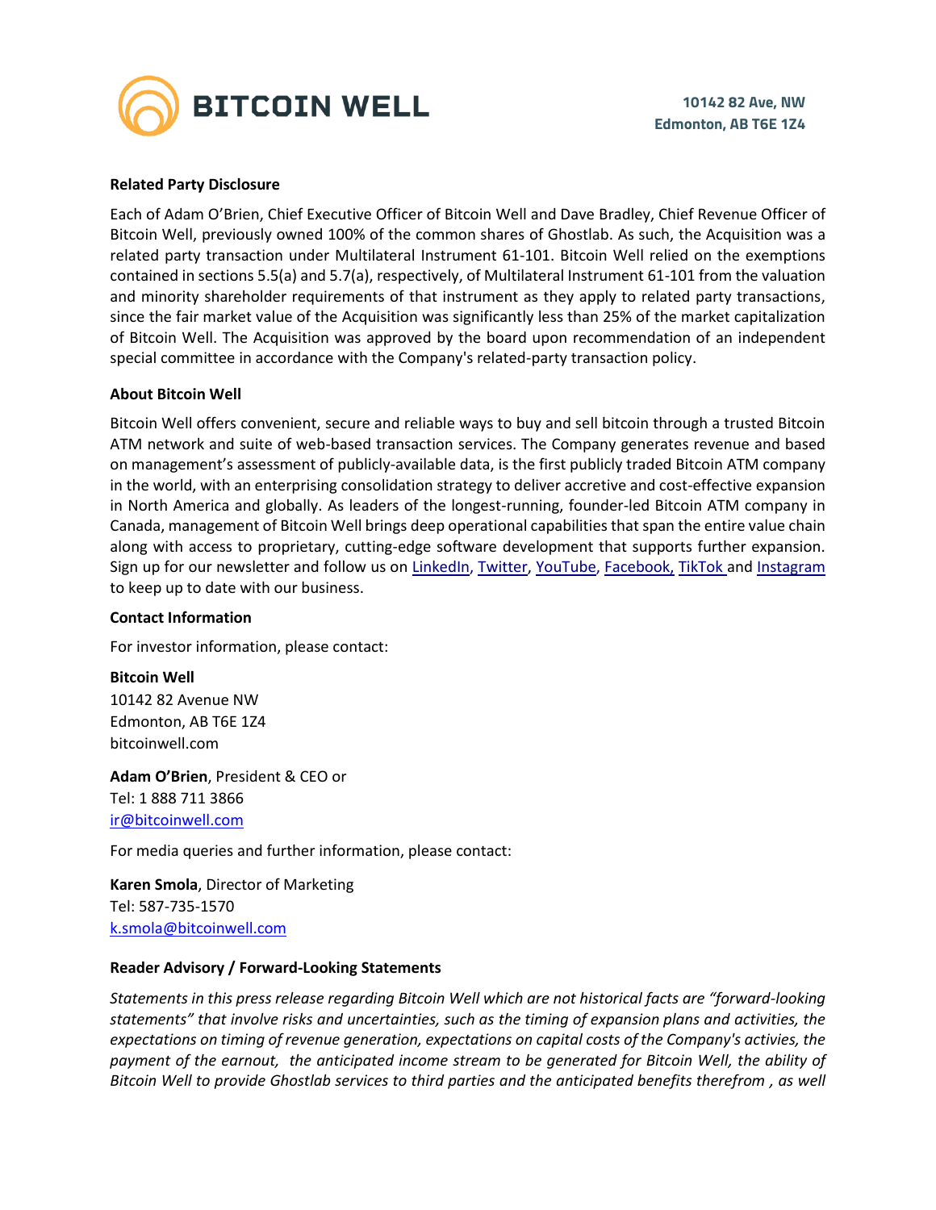**Related Party Disclosure**

Each of Adam O'Brien, Chief Executive Officer of Bitcoin Well and Dave Bradley, Chief Revenue Officer of Bitcoin Well, previously owned 100% of the common shares of Ghostlab. As such, the Acquisition was a related party transaction under Multilateral Instrument 61-101. Bitcoin Well relied on the exemptions contained in sections 5.5(a) and 5.7(a), respectively, of Multilateral Instrument 61-101 from the valuation and minority shareholder requirements of that instrument as they apply to related party transactions, since the fair market value of the Acquisition was significantly less than 25% of the market capitalization of Bitcoin Well. The Acquisition was approved by the board upon recommendation of an independent special committee in accordance with the Company's related-party transaction policy.

**About Bitcoin Well**

Bitcoin Well offers convenient, secure and reliable ways to buy and sell bitcoin through a trusted Bitcoin ATM network and suite of web-based transaction services. The Company generates revenue and based on management's assessment of publicly-available data, is the first publicly traded Bitcoin ATM company in the world, with an enterprising consolidation strategy to deliver accretive and cost-effective expansion in North America and globally. As leaders of the longest-running, founder-led Bitcoin ATM company in Canada, management of Bitcoin Well brings deep operational capabilities that span the entire value chain along with access to proprietary, cutting-edge software development that supports further expansion. Sign up for our newsletter and follow us on LinkedIn, Twitter, YouTube, Facebook, TikTok and Instagram to keep up to date with our business.

**Contact Information**

For investor information, please contact:

**Bitcoin Well**
10142 82 Avenue NW
Edmonton, AB T6E 1Z4
bitcoinwell.com

**Adam O'Brien**, President & CEO or
Tel: 1 888 711 3866
ir@bitcoinwell.com

For media queries and further information, please contact:

**Karen Smola**, Director of Marketing
Tel: 587-735-1570
k.smola@bitcoinwell.com

**Reader Advisory / Forward-Looking Statements**

*Statements in this press release regarding Bitcoin Well which are not historical facts are "forward-looking statements" that involve risks and uncertainties, such as the timing of expansion plans and activities, the expectations on timing of revenue generation, expectations on capital costs of the Company's activies, the payment of the earnout, the anticipated income stream to be generated for Bitcoin Well, the ability of Bitcoin Well to provide Ghostlab services to third parties and the anticipated benefits therefrom , as well*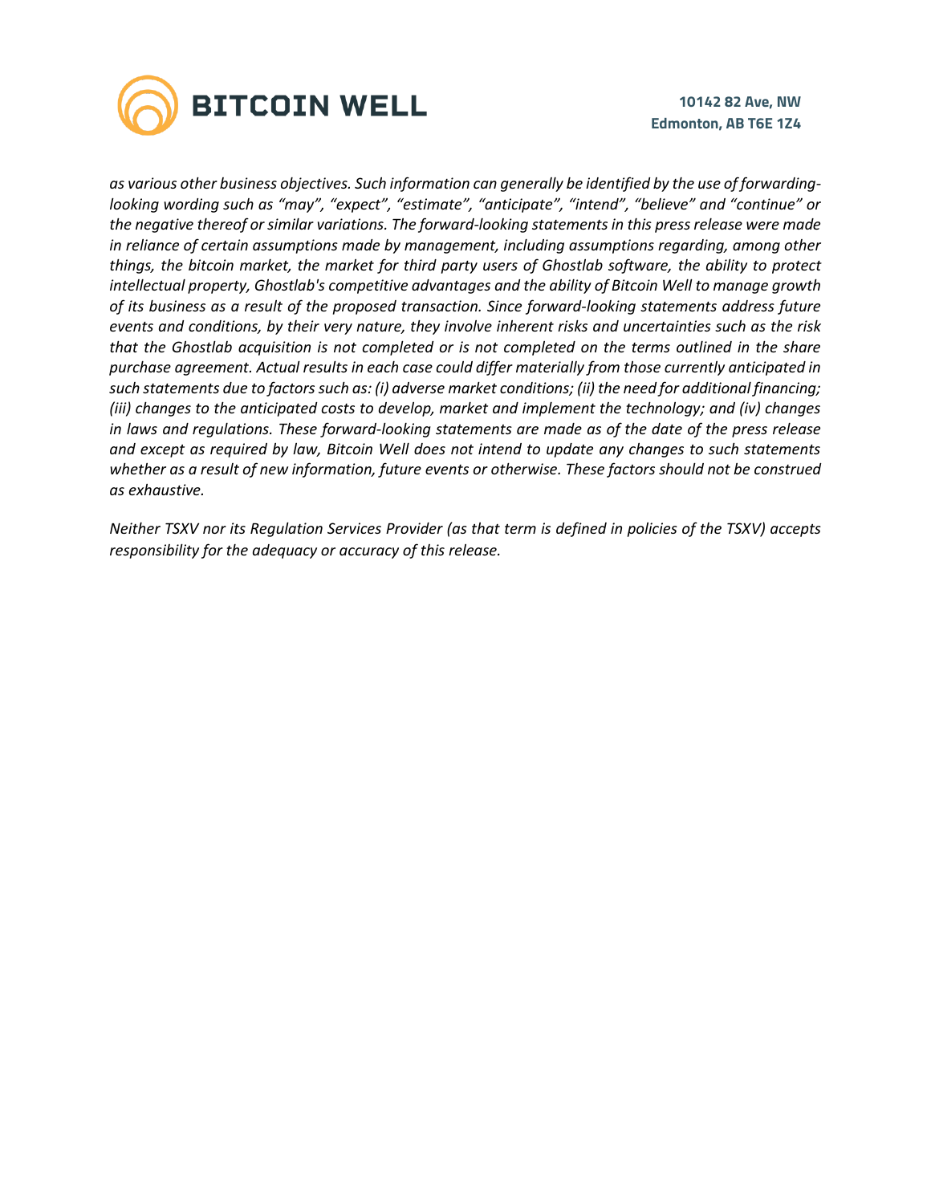*as various other business objectives. Such information can generally be identified by the use of forwarding-looking wording such as "may", "expect", "estimate", "anticipate", "intend", "believe" and "continue" or the negative thereof or similar variations. The forward-looking statements in this press release were made in reliance of certain assumptions made by management, including assumptions regarding, among other things, the bitcoin market, the market for third party users of Ghostlab software, the ability to protect intellectual property, Ghostlab's competitive advantages and the ability of Bitcoin Well to manage growth of its business as a result of the proposed transaction. Since forward-looking statements address future events and conditions, by their very nature, they involve inherent risks and uncertainties such as the risk that the Ghostlab acquisition is not completed or is not completed on the terms outlined in the share purchase agreement. Actual results in each case could differ materially from those currently anticipated in such statements due to factors such as: (i) adverse market conditions; (ii) the need for additional financing; (iii) changes to the anticipated costs to develop, market and implement the technology; and (iv) changes in laws and regulations. These forward-looking statements are made as of the date of the press release and except as required by law, Bitcoin Well does not intend to update any changes to such statements whether as a result of new information, future events or otherwise. These factors should not be construed as exhaustive.*

*Neither TSXV nor its Regulation Services Provider (as that term is defined in policies of the TSXV) accepts responsibility for the adequacy or accuracy of this release.*